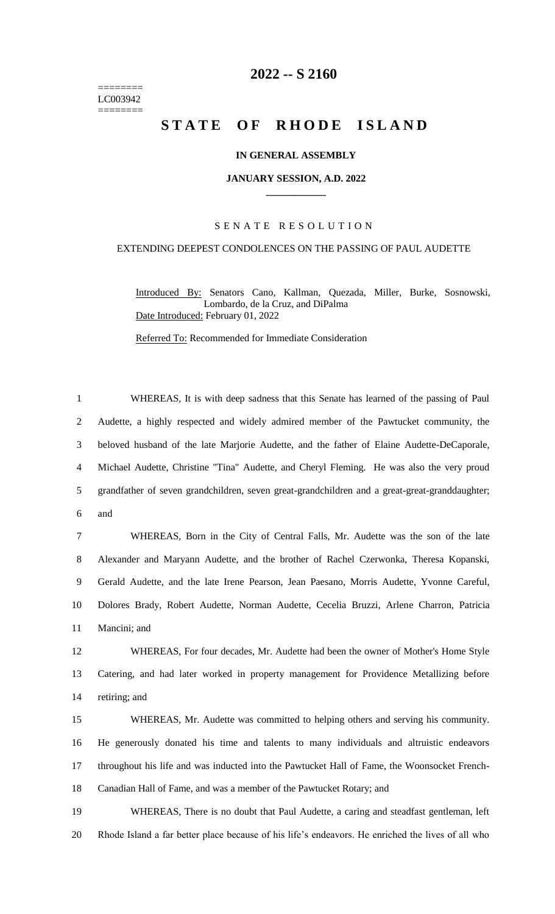# 2022 -- S 2160

========
LC003942
========

# STATE OF RHODE ISLAND

**IN GENERAL ASSEMBLY**

**JANUARY SESSION, A.D. 2022**

SENATE RESOLUTION

EXTENDING DEEPEST CONDOLENCES ON THE PASSING OF PAUL AUDETTE

Introduced By: Senators Cano, Kallman, Quezada, Miller, Burke, Sosnowski, Lombardo, de la Cruz, and DiPalma

Date Introduced: February 01, 2022

Referred To: Recommended for Immediate Consideration

WHEREAS, It is with deep sadness that this Senate has learned of the passing of Paul Audette, a highly respected and widely admired member of the Pawtucket community, the beloved husband of the late Marjorie Audette, and the father of Elaine Audette-DeCaporale, Michael Audette, Christine "Tina" Audette, and Cheryl Fleming. He was also the very proud grandfather of seven grandchildren, seven great-grandchildren and a great-great-granddaughter; and

WHEREAS, Born in the City of Central Falls, Mr. Audette was the son of the late Alexander and Maryann Audette, and the brother of Rachel Czerwonka, Theresa Kopanski, Gerald Audette, and the late Irene Pearson, Jean Paesano, Morris Audette, Yvonne Careful, Dolores Brady, Robert Audette, Norman Audette, Cecelia Bruzzi, Arlene Charron, Patricia Mancini; and

WHEREAS, For four decades, Mr. Audette had been the owner of Mother's Home Style Catering, and had later worked in property management for Providence Metallizing before retiring; and

WHEREAS, Mr. Audette was committed to helping others and serving his community. He generously donated his time and talents to many individuals and altruistic endeavors throughout his life and was inducted into the Pawtucket Hall of Fame, the Woonsocket French-Canadian Hall of Fame, and was a member of the Pawtucket Rotary; and

WHEREAS, There is no doubt that Paul Audette, a caring and steadfast gentleman, left Rhode Island a far better place because of his life's endeavors. He enriched the lives of all who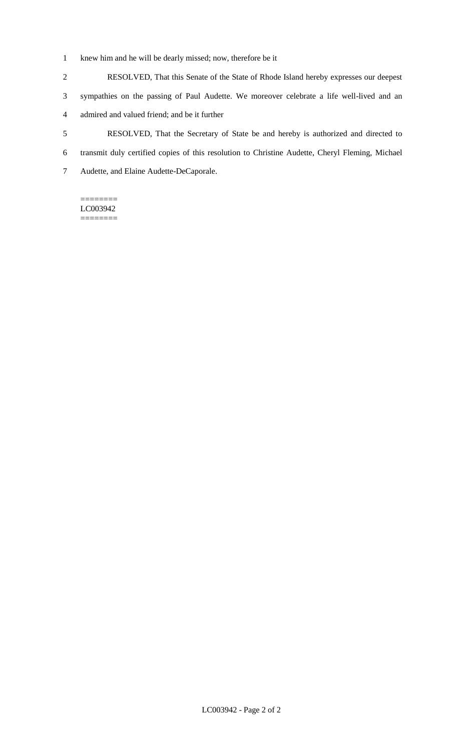knew him and he will be dearly missed; now, therefore be it

RESOLVED, That this Senate of the State of Rhode Island hereby expresses our deepest sympathies on the passing of Paul Audette. We moreover celebrate a life well-lived and an admired and valued friend; and be it further

RESOLVED, That the Secretary of State be and hereby is authorized and directed to transmit duly certified copies of this resolution to Christine Audette, Cheryl Fleming, Michael Audette, and Elaine Audette-DeCaporale.

========
LC003942
========